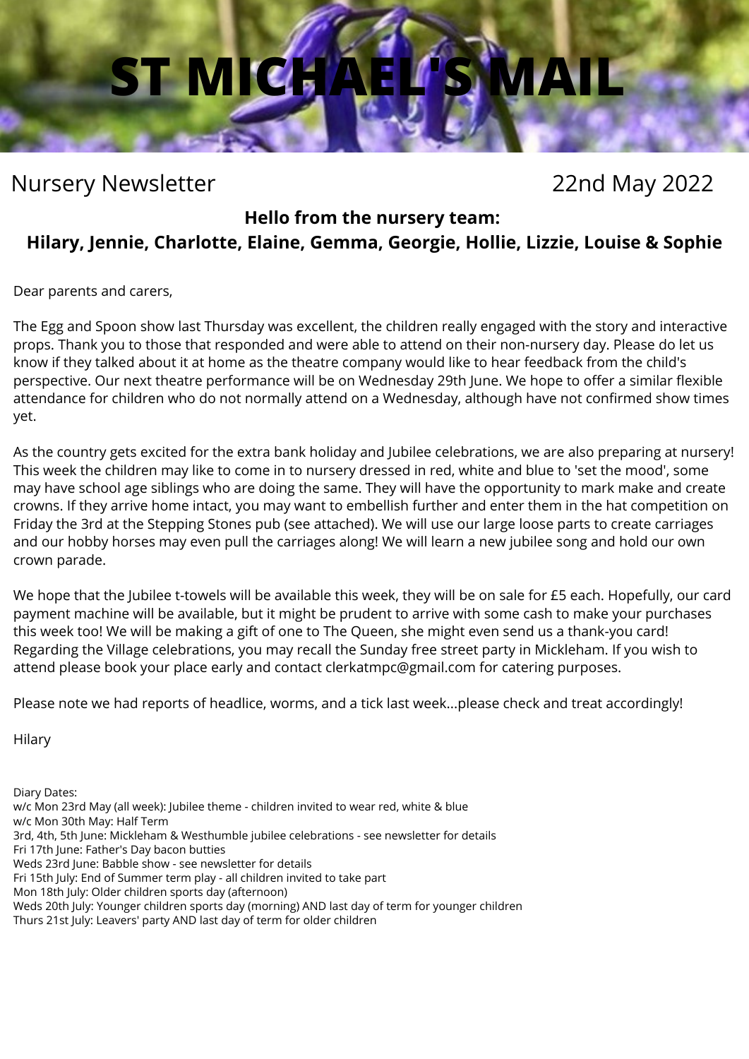# ST MICHAEL'S MAIL

Nursery Newsletter 22nd May 2022

**Hello from the nursery team:**
**Hilary, Jennie, Charlotte, Elaine, Gemma, Georgie, Hollie, Lizzie, Louise & Sophie**

Dear parents and carers,

The Egg and Spoon show last Thursday was excellent, the children really engaged with the story and interactive props. Thank you to those that responded and were able to attend on their non-nursery day. Please do let us know if they talked about it at home as the theatre company would like to hear feedback from the child's perspective. Our next theatre performance will be on Wednesday 29th June. We hope to offer a similar flexible attendance for children who do not normally attend on a Wednesday, although have not confirmed show times yet.

As the country gets excited for the extra bank holiday and Jubilee celebrations, we are also preparing at nursery! This week the children may like to come in to nursery dressed in red, white and blue to 'set the mood', some may have school age siblings who are doing the same. They will have the opportunity to mark make and create crowns. If they arrive home intact, you may want to embellish further and enter them in the hat competition on Friday the 3rd at the Stepping Stones pub (see attached). We will use our large loose parts to create carriages and our hobby horses may even pull the carriages along! We will learn a new jubilee song and hold our own crown parade.

We hope that the Jubilee t-towels will be available this week, they will be on sale for £5 each. Hopefully, our card payment machine will be available, but it might be prudent to arrive with some cash to make your purchases this week too! We will be making a gift of one to The Queen, she might even send us a thank-you card! Regarding the Village celebrations, you may recall the Sunday free street party in Mickleham. If you wish to attend please book your place early and contact clerkatmpc@gmail.com for catering purposes.

Please note we had reports of headlice, worms, and a tick last week...please check and treat accordingly!

Hilary

Diary Dates:
w/c Mon 23rd May (all week): Jubilee theme - children invited to wear red, white & blue
w/c Mon 30th May: Half Term
3rd, 4th, 5th June: Mickleham & Westhumble jubilee celebrations - see newsletter for details
Fri 17th June: Father's Day bacon butties
Weds 23rd June: Babble show - see newsletter for details
Fri 15th July: End of Summer term play - all children invited to take part
Mon 18th July: Older children sports day (afternoon)
Weds 20th July: Younger children sports day (morning) AND last day of term for younger children
Thurs 21st July: Leavers' party AND last day of term for older children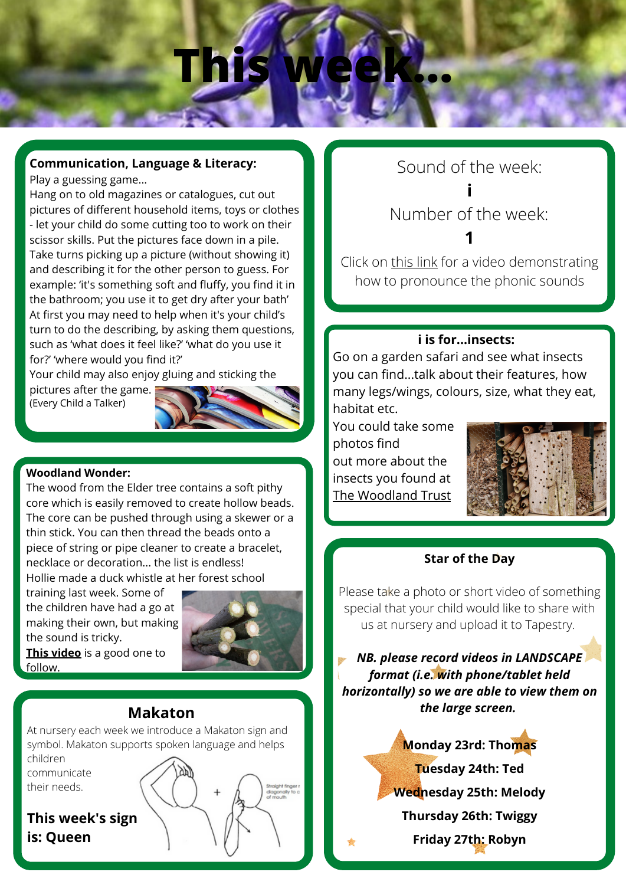# This week...

**Communication, Language & Literacy:**
Play a guessing game...
Hang on to old magazines or catalogues, cut out pictures of different household items, toys or clothes - let your child do some cutting too to work on their scissor skills. Put the pictures face down in a pile. Take turns picking up a picture (without showing it) and describing it for the other person to guess. For example: 'it's something soft and fluffy, you find it in the bathroom; you use it to get dry after your bath' At first you may need to help when it's your child's turn to do the describing, by asking them questions, such as 'what does it feel like?' 'what do you use it for?' 'where would you find it?'
Your child may also enjoy gluing and sticking the pictures after the game.
(Every Child a Talker)

**Woodland Wonder:**
The wood from the Elder tree contains a soft pithy core which is easily removed to create hollow beads. The core can be pushed through using a skewer or a thin stick. You can then thread the beads onto a piece of string or pipe cleaner to create a bracelet, necklace or decoration... the list is endless!
Hollie made a duck whistle at her forest school training last week. Some of the children have had a go at making their own, but making the sound is tricky.
**This video** is a good one to follow.

## Makaton

At nursery each week we introduce a Makaton sign and symbol. Makaton supports spoken language and helps children communicate their needs.

**This week's sign is: Queen**

Straight finger diagonally to c of mouth

Sound of the week:
**i**
Number of the week:
**1**
Click on this link for a video demonstrating how to pronounce the phonic sounds

**i is for...insects:**
Go on a garden safari and see what insects you can find...talk about their features, how many legs/wings, colours, size, what they eat, habitat etc.
You could take some photos find out more about the insects you found at The Woodland Trust

**Star of the Day**

Please take a photo or short video of something special that your child would like to share with us at nursery and upload it to Tapestry.

***NB. please record videos in LANDSCAPE format (i.e. with phone/tablet held horizontally) so we are able to view them on the large screen.***

**Monday 23rd: Thomas**
**Tuesday 24th: Ted**
**Wednesday 25th: Melody**
**Thursday 26th: Twiggy**
**Friday 27th: Robyn**